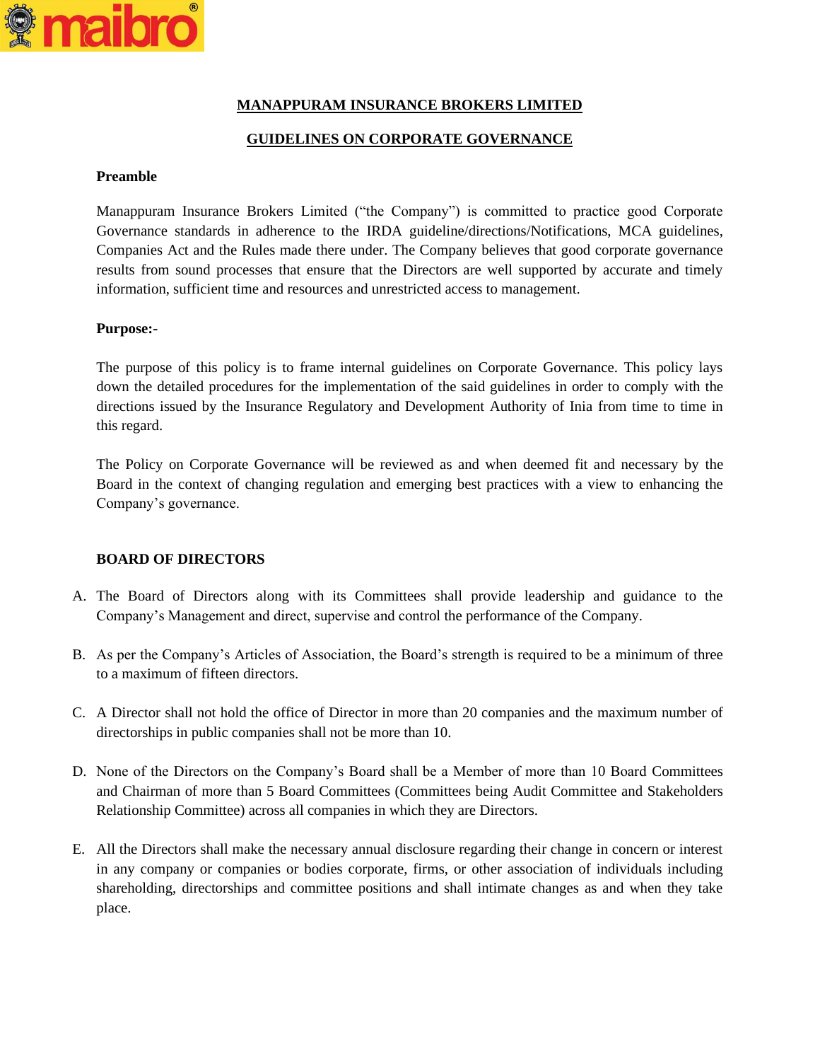# MANAPPURAM INSURANCE BROKERS LIMITED

## GUIDELINES ON CORPORATE GOVERNANCE

**Preamble**

Manappuram Insurance Brokers Limited ("the Company") is committed to practice good Corporate Governance standards in adherence to the IRDA guideline/directions/Notifications, MCA guidelines, Companies Act and the Rules made there under. The Company believes that good corporate governance results from sound processes that ensure that the Directors are well supported by accurate and timely information, sufficient time and resources and unrestricted access to management.

**Purpose:-**

The purpose of this policy is to frame internal guidelines on Corporate Governance. This policy lays down the detailed procedures for the implementation of the said guidelines in order to comply with the directions issued by the Insurance Regulatory and Development Authority of Inia from time to time in this regard.

The Policy on Corporate Governance will be reviewed as and when deemed fit and necessary by the Board in the context of changing regulation and emerging best practices with a view to enhancing the Company's governance.

**BOARD OF DIRECTORS**

A. The Board of Directors along with its Committees shall provide leadership and guidance to the Company's Management and direct, supervise and control the performance of the Company.

B. As per the Company's Articles of Association, the Board's strength is required to be a minimum of three to a maximum of fifteen directors.

C. A Director shall not hold the office of Director in more than 20 companies and the maximum number of directorships in public companies shall not be more than 10.

D. None of the Directors on the Company's Board shall be a Member of more than 10 Board Committees and Chairman of more than 5 Board Committees (Committees being Audit Committee and Stakeholders Relationship Committee) across all companies in which they are Directors.

E. All the Directors shall make the necessary annual disclosure regarding their change in concern or interest in any company or companies or bodies corporate, firms, or other association of individuals including shareholding, directorships and committee positions and shall intimate changes as and when they take place.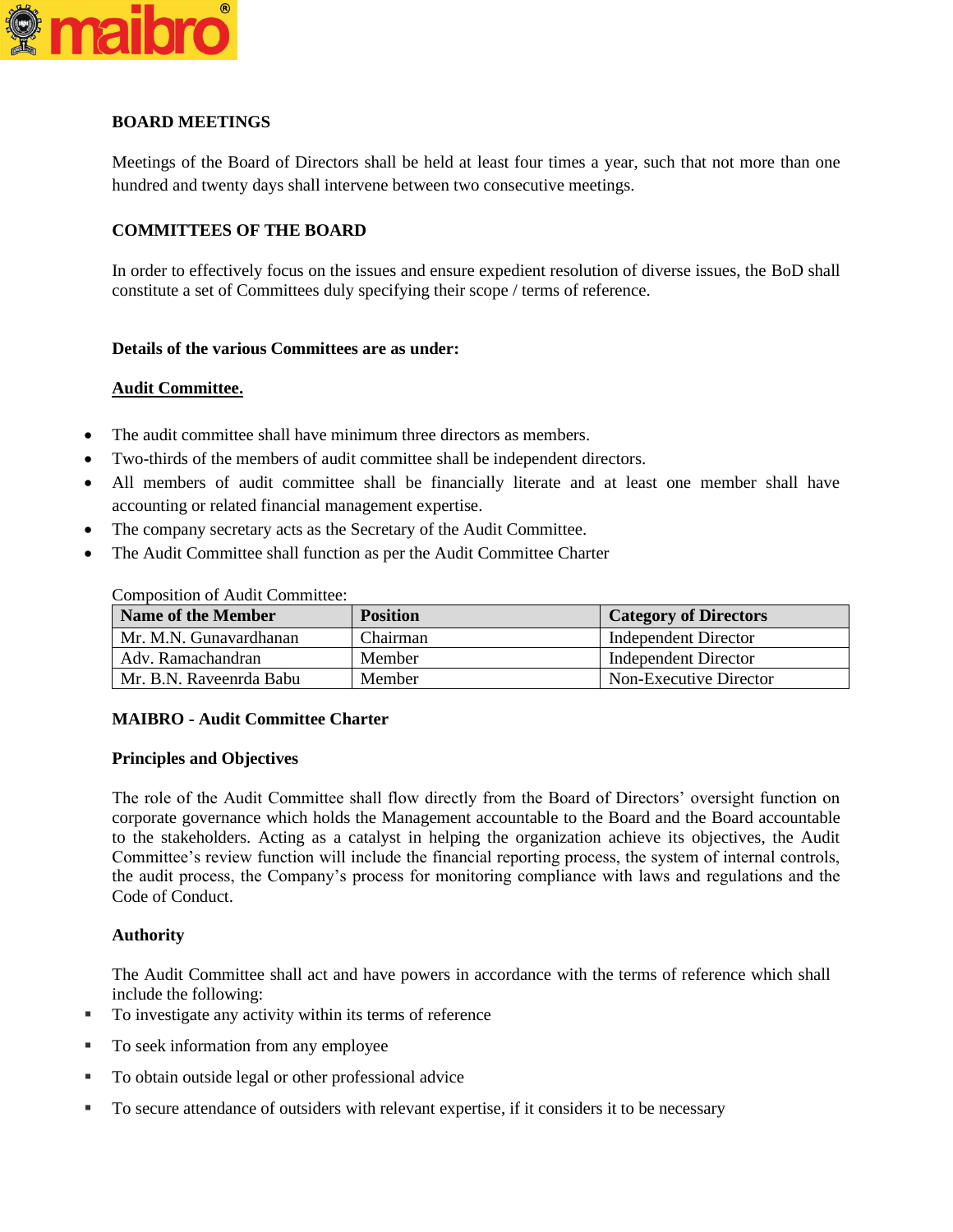**BOARD MEETINGS**

Meetings of the Board of Directors shall be held at least four times a year, such that not more than one hundred and twenty days shall intervene between two consecutive meetings.

**COMMITTEES OF THE BOARD**

In order to effectively focus on the issues and ensure expedient resolution of diverse issues, the BoD shall constitute a set of Committees duly specifying their scope / terms of reference.

**Details of the various Committees are as under:**

**Audit Committee.**

- The audit committee shall have minimum three directors as members.
- Two-thirds of the members of audit committee shall be independent directors.
- All members of audit committee shall be financially literate and at least one member shall have accounting or related financial management expertise.
- The company secretary acts as the Secretary of the Audit Committee.
- The Audit Committee shall function as per the Audit Committee Charter

Composition of Audit Committee:

| Name of the Member | Position | Category of Directors |
|---|---|---|
| Mr. M.N. Gunavardhanan | Chairman | Independent Director |
| Adv. Ramachandran | Member | Independent Director |
| Mr. B.N. Raveenrda Babu | Member | Non-Executive Director |

**MAIBRO - Audit Committee Charter**

**Principles and Objectives**

The role of the Audit Committee shall flow directly from the Board of Directors' oversight function on corporate governance which holds the Management accountable to the Board and the Board accountable to the stakeholders. Acting as a catalyst in helping the organization achieve its objectives, the Audit Committee's review function will include the financial reporting process, the system of internal controls, the audit process, the Company's process for monitoring compliance with laws and regulations and the Code of Conduct.

**Authority**

The Audit Committee shall act and have powers in accordance with the terms of reference which shall include the following:

- To investigate any activity within its terms of reference
- To seek information from any employee
- To obtain outside legal or other professional advice
- To secure attendance of outsiders with relevant expertise, if it considers it to be necessary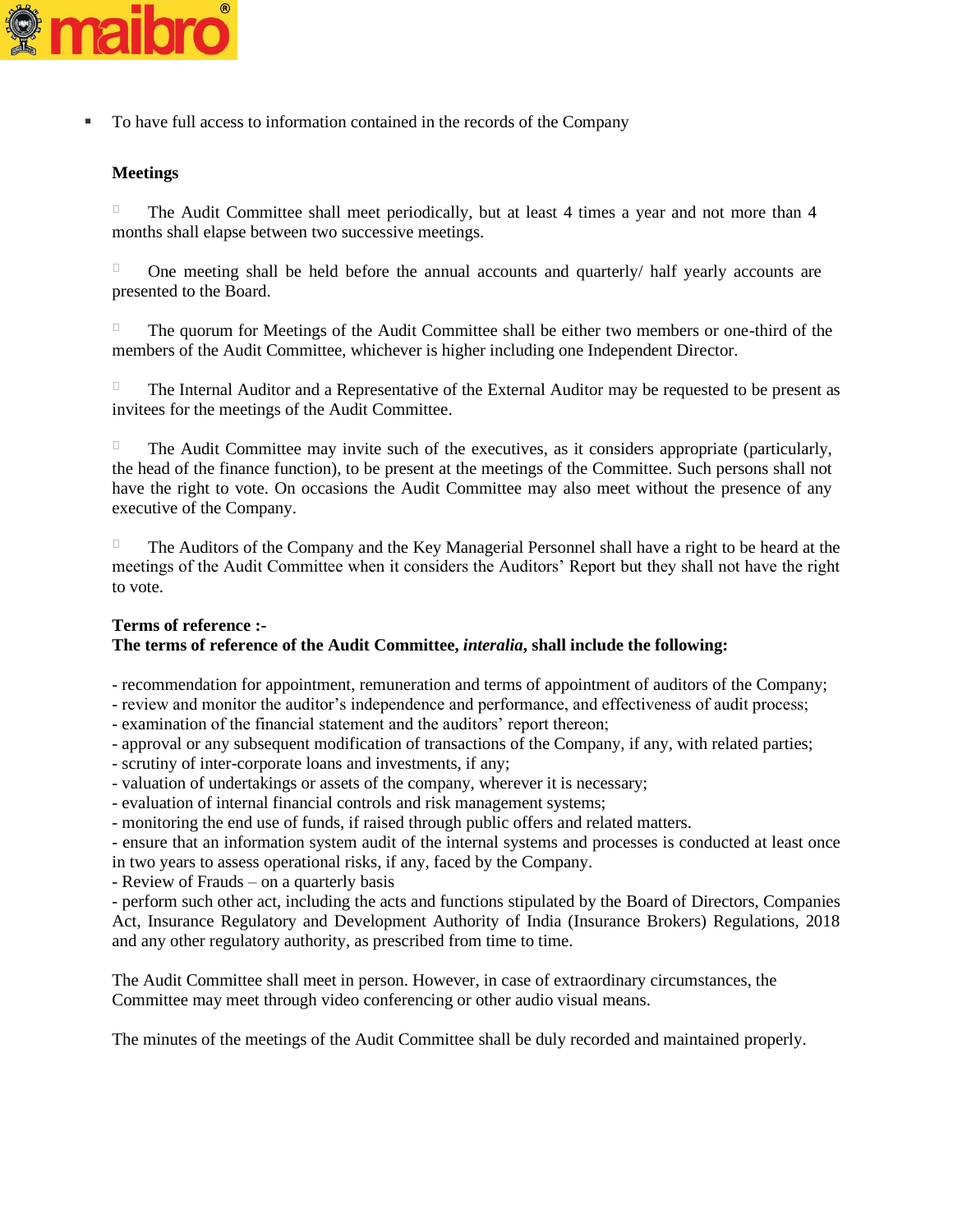- To have full access to information contained in the records of the Company

**Meetings**

- The Audit Committee shall meet periodically, but at least 4 times a year and not more than 4 months shall elapse between two successive meetings.

- One meeting shall be held before the annual accounts and quarterly/ half yearly accounts are presented to the Board.

- The quorum for Meetings of the Audit Committee shall be either two members or one-third of the members of the Audit Committee, whichever is higher including one Independent Director.

- The Internal Auditor and a Representative of the External Auditor may be requested to be present as invitees for the meetings of the Audit Committee.

- The Audit Committee may invite such of the executives, as it considers appropriate (particularly, the head of the finance function), to be present at the meetings of the Committee. Such persons shall not have the right to vote. On occasions the Audit Committee may also meet without the presence of any executive of the Company.

- The Auditors of the Company and the Key Managerial Personnel shall have a right to be heard at the meetings of the Audit Committee when it considers the Auditors' Report but they shall not have the right to vote.

**Terms of reference :-**
**The terms of reference of the Audit Committee, *interalia*, shall include the following:**

- recommendation for appointment, remuneration and terms of appointment of auditors of the Company;
- review and monitor the auditor's independence and performance, and effectiveness of audit process;
- examination of the financial statement and the auditors' report thereon;
- approval or any subsequent modification of transactions of the Company, if any, with related parties;
- scrutiny of inter-corporate loans and investments, if any;
- valuation of undertakings or assets of the company, wherever it is necessary;
- evaluation of internal financial controls and risk management systems;
- monitoring the end use of funds, if raised through public offers and related matters.
- ensure that an information system audit of the internal systems and processes is conducted at least once in two years to assess operational risks, if any, faced by the Company.
- Review of Frauds – on a quarterly basis
- perform such other act, including the acts and functions stipulated by the Board of Directors, Companies Act, Insurance Regulatory and Development Authority of India (Insurance Brokers) Regulations, 2018 and any other regulatory authority, as prescribed from time to time.

The Audit Committee shall meet in person. However, in case of extraordinary circumstances, the Committee may meet through video conferencing or other audio visual means.

The minutes of the meetings of the Audit Committee shall be duly recorded and maintained properly.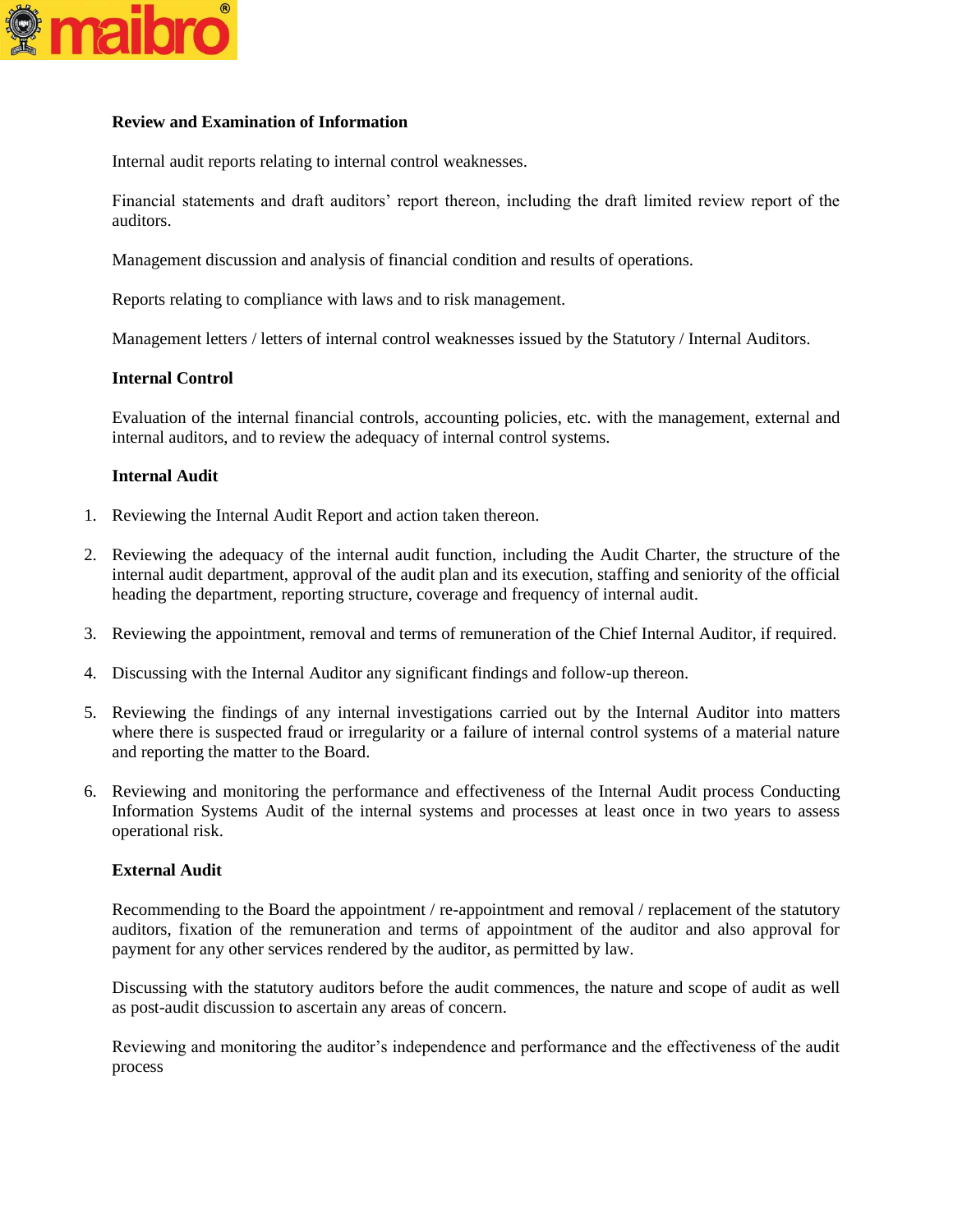**Review and Examination of Information**

Internal audit reports relating to internal control weaknesses.

Financial statements and draft auditors' report thereon, including the draft limited review report of the auditors.

Management discussion and analysis of financial condition and results of operations.

Reports relating to compliance with laws and to risk management.

Management letters / letters of internal control weaknesses issued by the Statutory / Internal Auditors.

**Internal Control**

Evaluation of the internal financial controls, accounting policies, etc. with the management, external and internal auditors, and to review the adequacy of internal control systems.

**Internal Audit**

1. Reviewing the Internal Audit Report and action taken thereon.
2. Reviewing the adequacy of the internal audit function, including the Audit Charter, the structure of the internal audit department, approval of the audit plan and its execution, staffing and seniority of the official heading the department, reporting structure, coverage and frequency of internal audit.
3. Reviewing the appointment, removal and terms of remuneration of the Chief Internal Auditor, if required.
4. Discussing with the Internal Auditor any significant findings and follow-up thereon.
5. Reviewing the findings of any internal investigations carried out by the Internal Auditor into matters where there is suspected fraud or irregularity or a failure of internal control systems of a material nature and reporting the matter to the Board.
6. Reviewing and monitoring the performance and effectiveness of the Internal Audit process Conducting Information Systems Audit of the internal systems and processes at least once in two years to assess operational risk.

**External Audit**

Recommending to the Board the appointment / re-appointment and removal / replacement of the statutory auditors, fixation of the remuneration and terms of appointment of the auditor and also approval for payment for any other services rendered by the auditor, as permitted by law.

Discussing with the statutory auditors before the audit commences, the nature and scope of audit as well as post-audit discussion to ascertain any areas of concern.

Reviewing and monitoring the auditor's independence and performance and the effectiveness of the audit process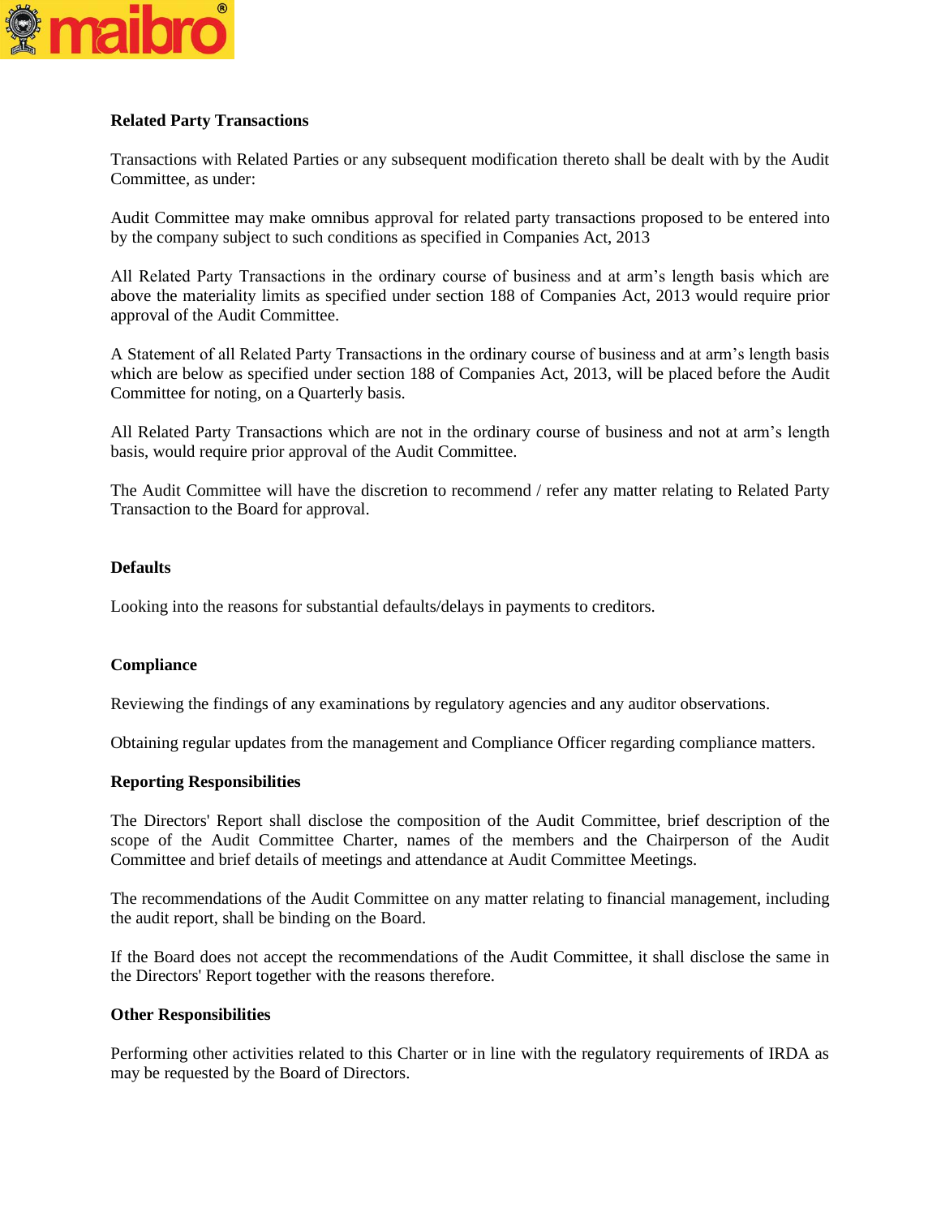**Related Party Transactions**

Transactions with Related Parties or any subsequent modification thereto shall be dealt with by the Audit Committee, as under:

Audit Committee may make omnibus approval for related party transactions proposed to be entered into by the company subject to such conditions as specified in Companies Act, 2013

All Related Party Transactions in the ordinary course of business and at arm's length basis which are above the materiality limits as specified under section 188 of Companies Act, 2013 would require prior approval of the Audit Committee.

A Statement of all Related Party Transactions in the ordinary course of business and at arm's length basis which are below as specified under section 188 of Companies Act, 2013, will be placed before the Audit Committee for noting, on a Quarterly basis.

All Related Party Transactions which are not in the ordinary course of business and not at arm's length basis, would require prior approval of the Audit Committee.

The Audit Committee will have the discretion to recommend / refer any matter relating to Related Party Transaction to the Board for approval.

**Defaults**

Looking into the reasons for substantial defaults/delays in payments to creditors.

**Compliance**

Reviewing the findings of any examinations by regulatory agencies and any auditor observations.

Obtaining regular updates from the management and Compliance Officer regarding compliance matters.

**Reporting Responsibilities**

The Directors' Report shall disclose the composition of the Audit Committee, brief description of the scope of the Audit Committee Charter, names of the members and the Chairperson of the Audit Committee and brief details of meetings and attendance at Audit Committee Meetings.

The recommendations of the Audit Committee on any matter relating to financial management, including the audit report, shall be binding on the Board.

If the Board does not accept the recommendations of the Audit Committee, it shall disclose the same in the Directors' Report together with the reasons therefore.

**Other Responsibilities**

Performing other activities related to this Charter or in line with the regulatory requirements of IRDA as may be requested by the Board of Directors.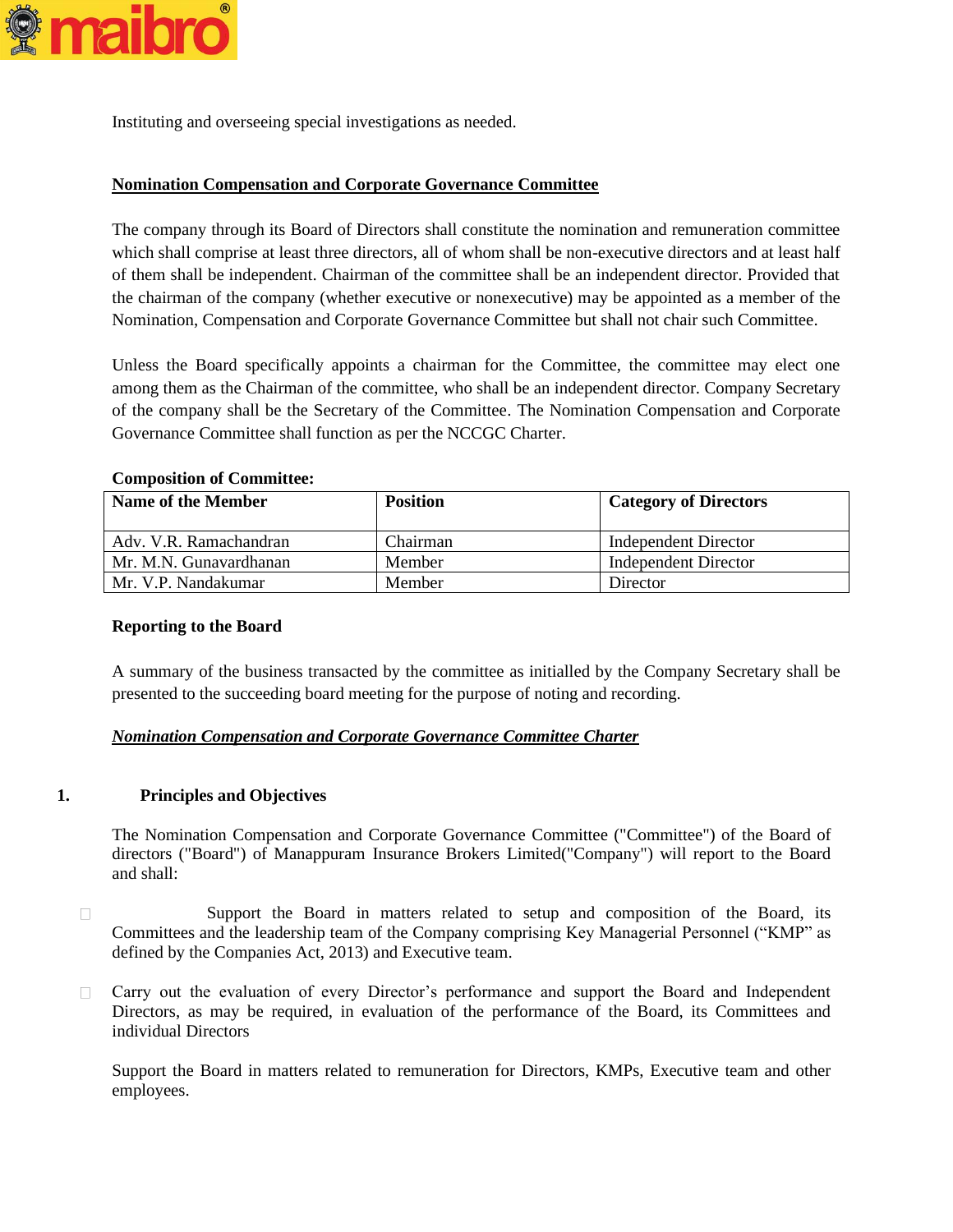Instituting and overseeing special investigations as needed.

**Nomination Compensation and Corporate Governance Committee**

The company through its Board of Directors shall constitute the nomination and remuneration committee which shall comprise at least three directors, all of whom shall be non-executive directors and at least half of them shall be independent. Chairman of the committee shall be an independent director. Provided that the chairman of the company (whether executive or nonexecutive) may be appointed as a member of the Nomination, Compensation and Corporate Governance Committee but shall not chair such Committee.

Unless the Board specifically appoints a chairman for the Committee, the committee may elect one among them as the Chairman of the committee, who shall be an independent director. Company Secretary of the company shall be the Secretary of the Committee. The Nomination Compensation and Corporate Governance Committee shall function as per the NCCGC Charter.

**Composition of Committee:**

| Name of the Member | Position | Category of Directors |
|---|---|---|
| Adv. V.R. Ramachandran | Chairman | Independent Director |
| Mr. M.N. Gunavardhanan | Member | Independent Director |
| Mr. V.P. Nandakumar | Member | Director |

**Reporting to the Board**

A summary of the business transacted by the committee as initialled by the Company Secretary shall be presented to the succeeding board meeting for the purpose of noting and recording.

***Nomination Compensation and Corporate Governance Committee Charter***

**1. Principles and Objectives**

The Nomination Compensation and Corporate Governance Committee ("Committee") of the Board of directors ("Board") of Manappuram Insurance Brokers Limited("Company") will report to the Board and shall:

- Support the Board in matters related to setup and composition of the Board, its Committees and the leadership team of the Company comprising Key Managerial Personnel ("KMP" as defined by the Companies Act, 2013) and Executive team.
- Carry out the evaluation of every Director's performance and support the Board and Independent Directors, as may be required, in evaluation of the performance of the Board, its Committees and individual Directors

Support the Board in matters related to remuneration for Directors, KMPs, Executive team and other employees.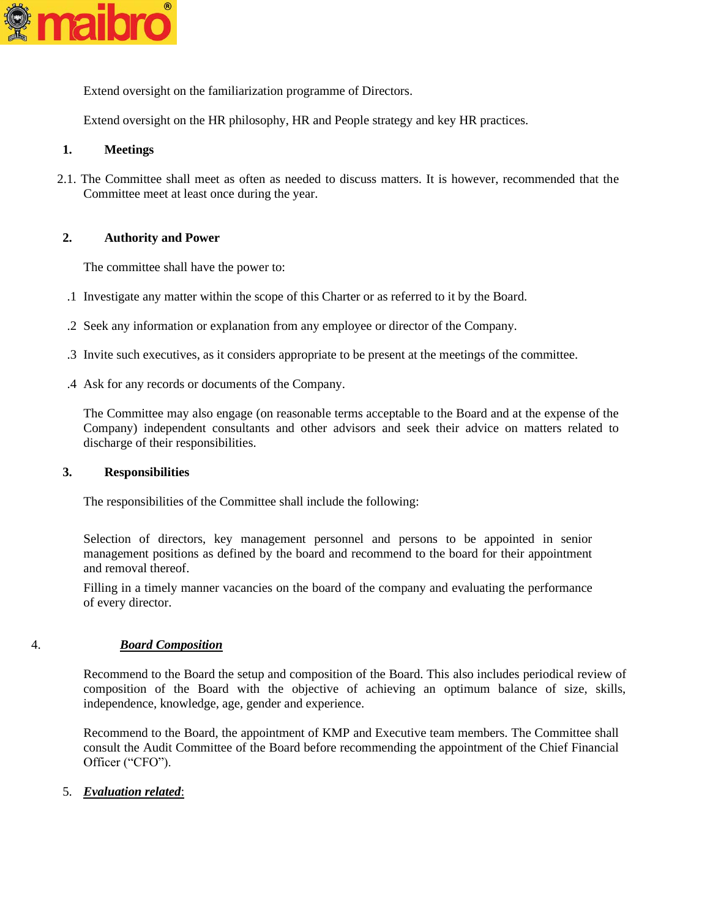Extend oversight on the familiarization programme of Directors.

Extend oversight on the HR philosophy, HR and People strategy and key HR practices.

**1. Meetings**

2.1. The Committee shall meet as often as needed to discuss matters. It is however, recommended that the Committee meet at least once during the year.

**2. Authority and Power**

The committee shall have the power to:

.1 Investigate any matter within the scope of this Charter or as referred to it by the Board.

.2 Seek any information or explanation from any employee or director of the Company.

.3 Invite such executives, as it considers appropriate to be present at the meetings of the committee.

.4 Ask for any records or documents of the Company.

The Committee may also engage (on reasonable terms acceptable to the Board and at the expense of the Company) independent consultants and other advisors and seek their advice on matters related to discharge of their responsibilities.

**3. Responsibilities**

The responsibilities of the Committee shall include the following:

Selection of directors, key management personnel and persons to be appointed in senior management positions as defined by the board and recommend to the board for their appointment and removal thereof.

Filling in a timely manner vacancies on the board of the company and evaluating the performance of every director.

4. ***Board Composition***

Recommend to the Board the setup and composition of the Board. This also includes periodical review of composition of the Board with the objective of achieving an optimum balance of size, skills, independence, knowledge, age, gender and experience.

Recommend to the Board, the appointment of KMP and Executive team members. The Committee shall consult the Audit Committee of the Board before recommending the appointment of the Chief Financial Officer ("CFO").

5. ***Evaluation related***: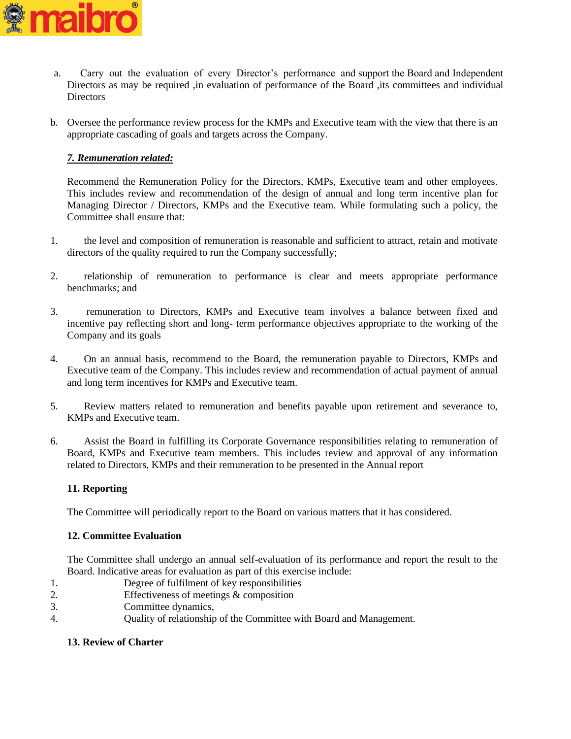a. Carry out the evaluation of every Director's performance and support the Board and Independent Directors as may be required ,in evaluation of performance of the Board ,its committees and individual Directors

b. Oversee the performance review process for the KMPs and Executive team with the view that there is an appropriate cascading of goals and targets across the Company.

***7. Remuneration related:***

Recommend the Remuneration Policy for the Directors, KMPs, Executive team and other employees. This includes review and recommendation of the design of annual and long term incentive plan for Managing Director / Directors, KMPs and the Executive team. While formulating such a policy, the Committee shall ensure that:

1. the level and composition of remuneration is reasonable and sufficient to attract, retain and motivate directors of the quality required to run the Company successfully;

2. relationship of remuneration to performance is clear and meets appropriate performance benchmarks; and

3. remuneration to Directors, KMPs and Executive team involves a balance between fixed and incentive pay reflecting short and long- term performance objectives appropriate to the working of the Company and its goals

4. On an annual basis, recommend to the Board, the remuneration payable to Directors, KMPs and Executive team of the Company. This includes review and recommendation of actual payment of annual and long term incentives for KMPs and Executive team.

5. Review matters related to remuneration and benefits payable upon retirement and severance to, KMPs and Executive team.

6. Assist the Board in fulfilling its Corporate Governance responsibilities relating to remuneration of Board, KMPs and Executive team members. This includes review and approval of any information related to Directors, KMPs and their remuneration to be presented in the Annual report

**11. Reporting**

The Committee will periodically report to the Board on various matters that it has considered.

**12. Committee Evaluation**

The Committee shall undergo an annual self-evaluation of its performance and report the result to the Board. Indicative areas for evaluation as part of this exercise include:

1. Degree of fulfilment of key responsibilities
2. Effectiveness of meetings & composition
3. Committee dynamics,
4. Quality of relationship of the Committee with Board and Management.

**13. Review of Charter**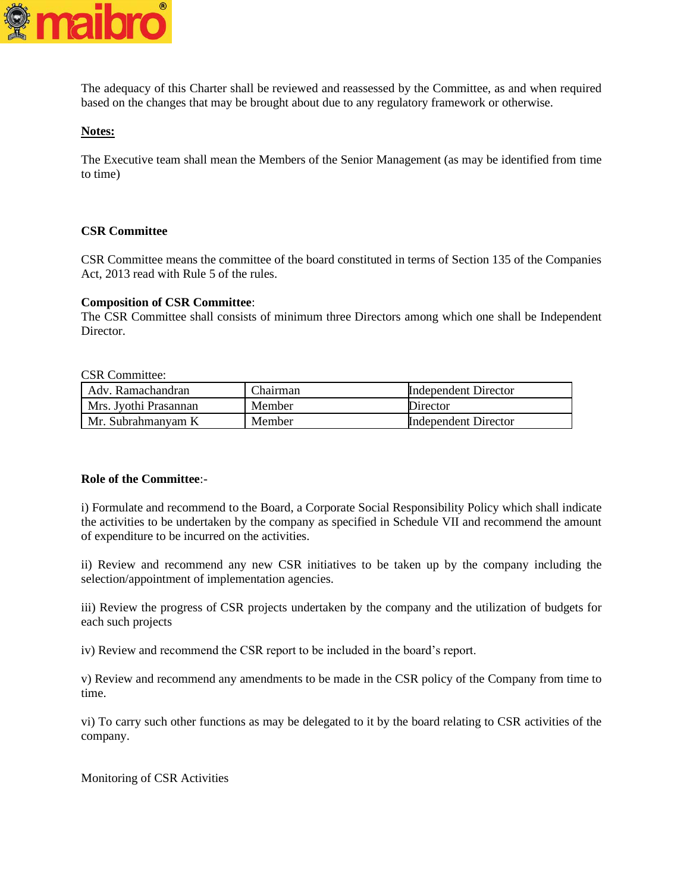The adequacy of this Charter shall be reviewed and reassessed by the Committee, as and when required based on the changes that may be brought about due to any regulatory framework or otherwise.

**Notes:**

The Executive team shall mean the Members of the Senior Management (as may be identified from time to time)

**CSR Committee**

CSR Committee means the committee of the board constituted in terms of Section 135 of the Companies Act, 2013 read with Rule 5 of the rules.

**Composition of CSR Committee**:
The CSR Committee shall consists of minimum three Directors among which one shall be Independent Director.

CSR Committee:

| Adv. Ramachandran | Chairman | Independent Director |
|---|---|---|
| Mrs. Jyothi Prasannan | Member | Director |
| Mr. Subrahmanyam K | Member | Independent Director |

**Role of the Committee**:-

i) Formulate and recommend to the Board, a Corporate Social Responsibility Policy which shall indicate the activities to be undertaken by the company as specified in Schedule VII and recommend the amount of expenditure to be incurred on the activities.

ii) Review and recommend any new CSR initiatives to be taken up by the company including the selection/appointment of implementation agencies.

iii) Review the progress of CSR projects undertaken by the company and the utilization of budgets for each such projects

iv) Review and recommend the CSR report to be included in the board's report.

v) Review and recommend any amendments to be made in the CSR policy of the Company from time to time.

vi) To carry such other functions as may be delegated to it by the board relating to CSR activities of the company.

Monitoring of CSR Activities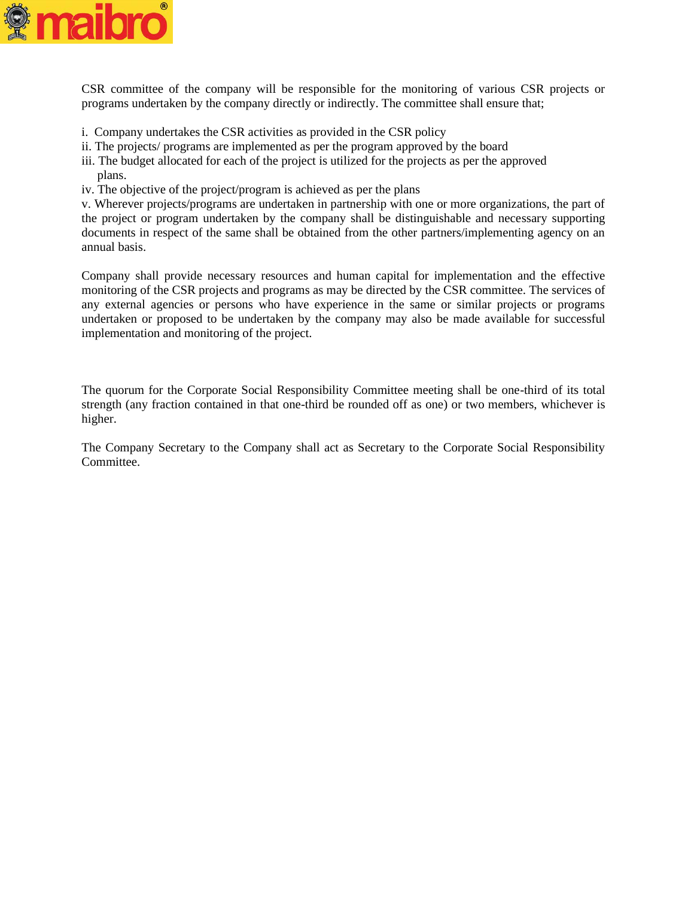CSR committee of the company will be responsible for the monitoring of various CSR projects or programs undertaken by the company directly or indirectly. The committee shall ensure that;

i. Company undertakes the CSR activities as provided in the CSR policy
ii. The projects/ programs are implemented as per the program approved by the board
iii. The budget allocated for each of the project is utilized for the projects as per the approved plans.
iv. The objective of the project/program is achieved as per the plans
v. Wherever projects/programs are undertaken in partnership with one or more organizations, the part of the project or program undertaken by the company shall be distinguishable and necessary supporting documents in respect of the same shall be obtained from the other partners/implementing agency on an annual basis.

Company shall provide necessary resources and human capital for implementation and the effective monitoring of the CSR projects and programs as may be directed by the CSR committee. The services of any external agencies or persons who have experience in the same or similar projects or programs undertaken or proposed to be undertaken by the company may also be made available for successful implementation and monitoring of the project.

The quorum for the Corporate Social Responsibility Committee meeting shall be one-third of its total strength (any fraction contained in that one-third be rounded off as one) or two members, whichever is higher.

The Company Secretary to the Company shall act as Secretary to the Corporate Social Responsibility Committee.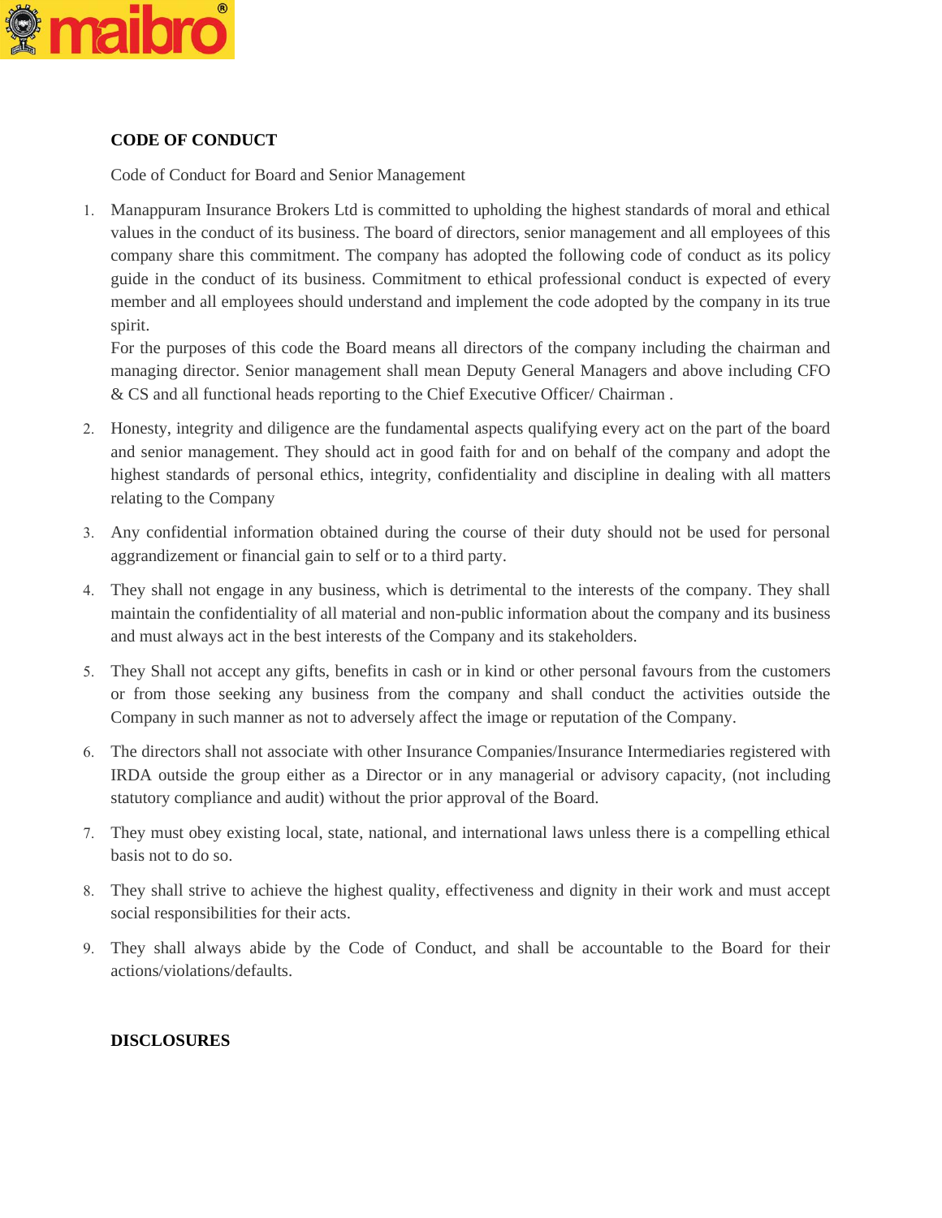## CODE OF CONDUCT

Code of Conduct for Board and Senior Management

1. Manappuram Insurance Brokers Ltd is committed to upholding the highest standards of moral and ethical values in the conduct of its business. The board of directors, senior management and all employees of this company share this commitment. The company has adopted the following code of conduct as its policy guide in the conduct of its business. Commitment to ethical professional conduct is expected of every member and all employees should understand and implement the code adopted by the company in its true spirit.
   For the purposes of this code the Board means all directors of the company including the chairman and managing director. Senior management shall mean Deputy General Managers and above including CFO & CS and all functional heads reporting to the Chief Executive Officer/ Chairman .
2. Honesty, integrity and diligence are the fundamental aspects qualifying every act on the part of the board and senior management. They should act in good faith for and on behalf of the company and adopt the highest standards of personal ethics, integrity, confidentiality and discipline in dealing with all matters relating to the Company
3. Any confidential information obtained during the course of their duty should not be used for personal aggrandizement or financial gain to self or to a third party.
4. They shall not engage in any business, which is detrimental to the interests of the company. They shall maintain the confidentiality of all material and non-public information about the company and its business and must always act in the best interests of the Company and its stakeholders.
5. They Shall not accept any gifts, benefits in cash or in kind or other personal favours from the customers or from those seeking any business from the company and shall conduct the activities outside the Company in such manner as not to adversely affect the image or reputation of the Company.
6. The directors shall not associate with other Insurance Companies/Insurance Intermediaries registered with IRDA outside the group either as a Director or in any managerial or advisory capacity, (not including statutory compliance and audit) without the prior approval of the Board.
7. They must obey existing local, state, national, and international laws unless there is a compelling ethical basis not to do so.
8. They shall strive to achieve the highest quality, effectiveness and dignity in their work and must accept social responsibilities for their acts.
9. They shall always abide by the Code of Conduct, and shall be accountable to the Board for their actions/violations/defaults.

## DISCLOSURES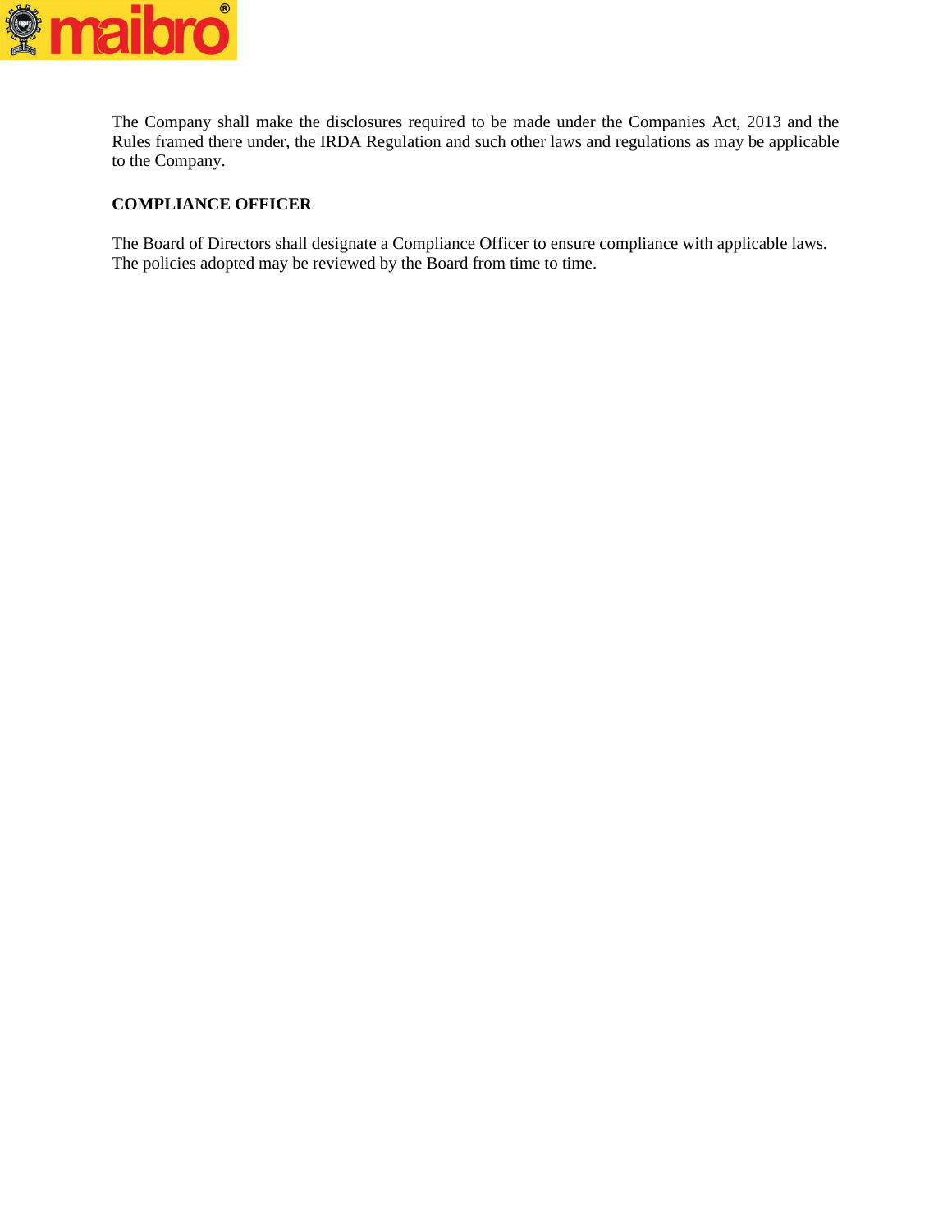The Company shall make the disclosures required to be made under the Companies Act, 2013 and the Rules framed there under, the IRDA Regulation and such other laws and regulations as may be applicable to the Company.

**COMPLIANCE OFFICER**

The Board of Directors shall designate a Compliance Officer to ensure compliance with applicable laws. The policies adopted may be reviewed by the Board from time to time.